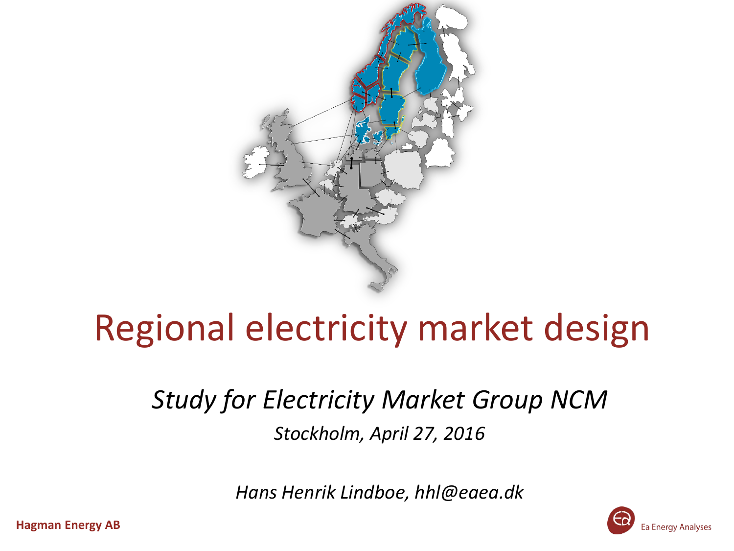# Regional electricity market design

*Study for Electricity Market Group NCM*

*Stockholm, April 27, 2016*

*Hans Henrik Lindboe, hhl@eaea.dk*

**Hagman Energy AB**

Ea Energy Analyses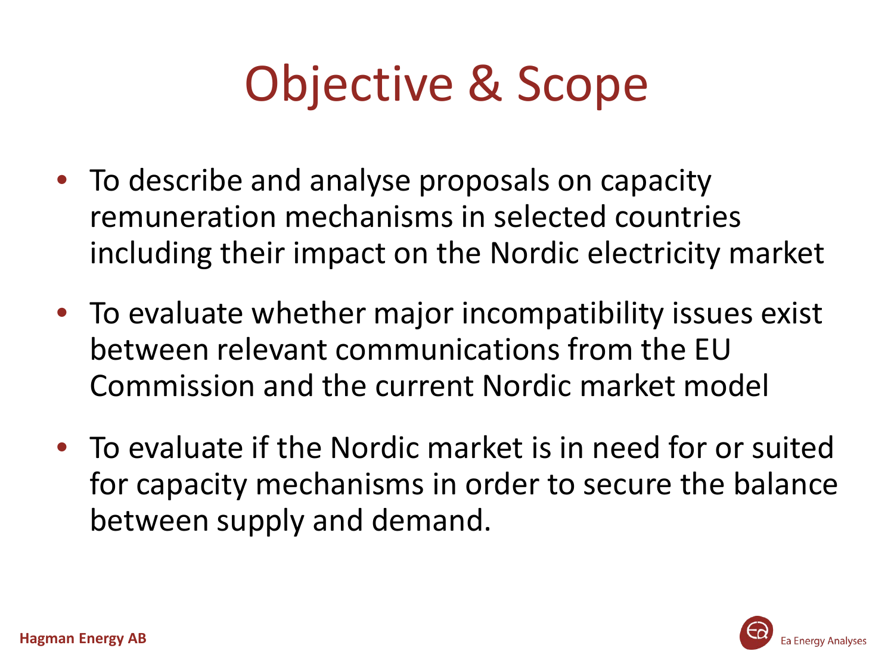# Objective & Scope

- To describe and analyse proposals on capacity remuneration mechanisms in selected countries including their impact on the Nordic electricity market
- To evaluate whether major incompatibility issues exist between relevant communications from the EU Commission and the current Nordic market model
- To evaluate if the Nordic market is in need for or suited for capacity mechanisms in order to secure the balance between supply and demand.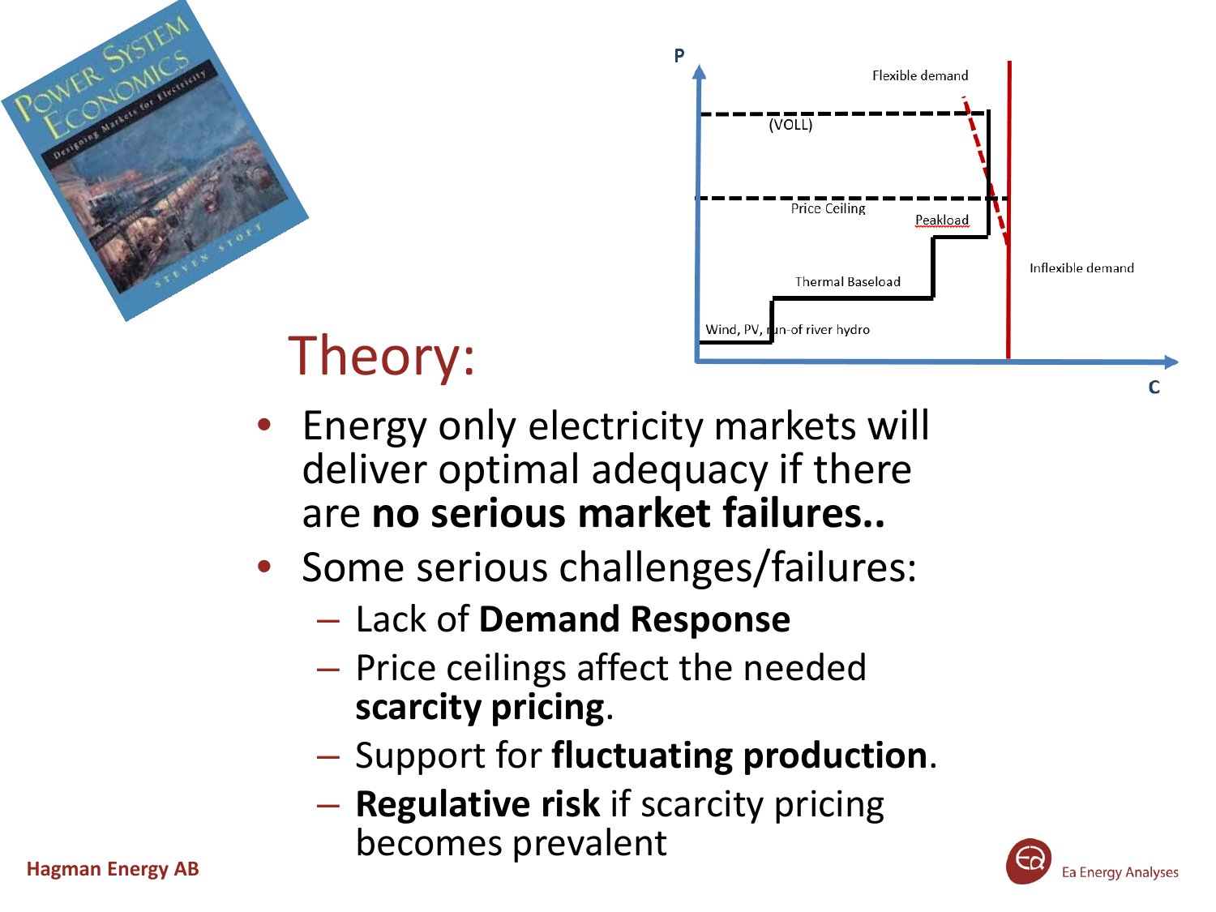# Theory:

- Energy only electricity markets will deliver optimal adequacy if there are **no serious market failures..**
- Some serious challenges/failures:
  - Lack of **Demand Response**
  - Price ceilings affect the needed **scarcity pricing**.
  - Support for **fluctuating production**.
  - **Regulative risk** if scarcity pricing becomes prevalent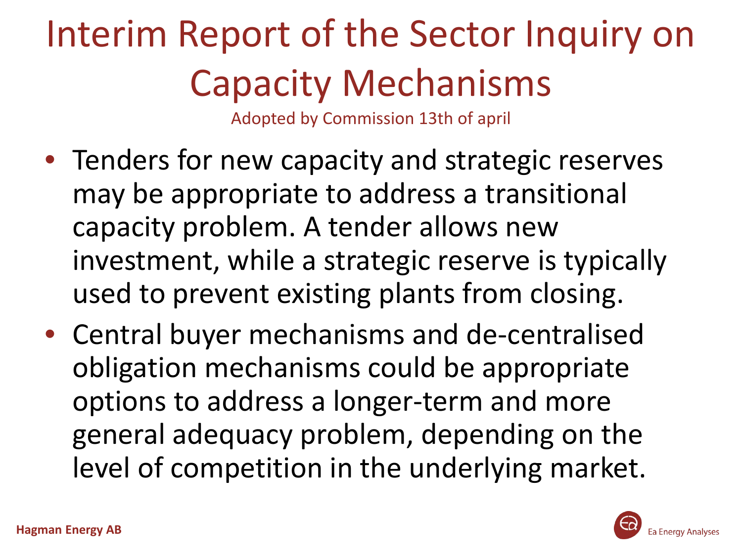# Interim Report of the Sector Inquiry on Capacity Mechanisms

Adopted by Commission 13th of april

- Tenders for new capacity and strategic reserves may be appropriate to address a transitional capacity problem. A tender allows new investment, while a strategic reserve is typically used to prevent existing plants from closing.
- Central buyer mechanisms and de-centralised obligation mechanisms could be appropriate options to address a longer-term and more general adequacy problem, depending on the level of competition in the underlying market.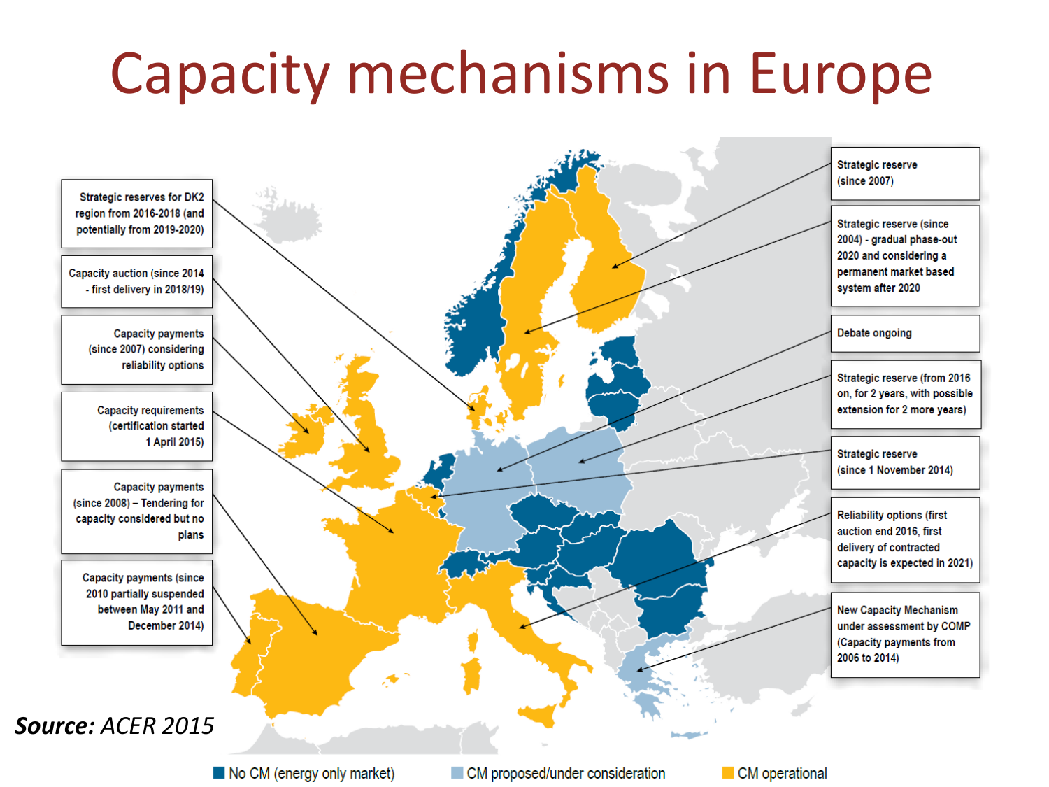# Capacity mechanisms in Europe

Strategic reserves for DK2 region from 2016-2018 (and potentially from 2019-2020)

Capacity auction (since 2014 - first delivery in 2018/19)

Capacity payments (since 2007) considering reliability options

Capacity requirements (certification started 1 April 2015)

Capacity payments (since 2008) – Tendering for capacity considered but no plans

Capacity payments (since 2010 partially suspended between May 2011 and December 2014)

Strategic reserve (since 2007)

Strategic reserve (since 2004) - gradual phase-out 2020 and considering a permanent market based system after 2020

Debate ongoing

Strategic reserve (from 2016 on, for 2 years, with possible extension for 2 more years)

Strategic reserve (since 1 November 2014)

Reliability options (first auction end 2016, first delivery of contracted capacity is expected in 2021)

New Capacity Mechanism under assessment by COMP (Capacity payments from 2006 to 2014)

***Source:*** *ACER 2015*

No CM (energy only market) | CM proposed/under consideration | CM operational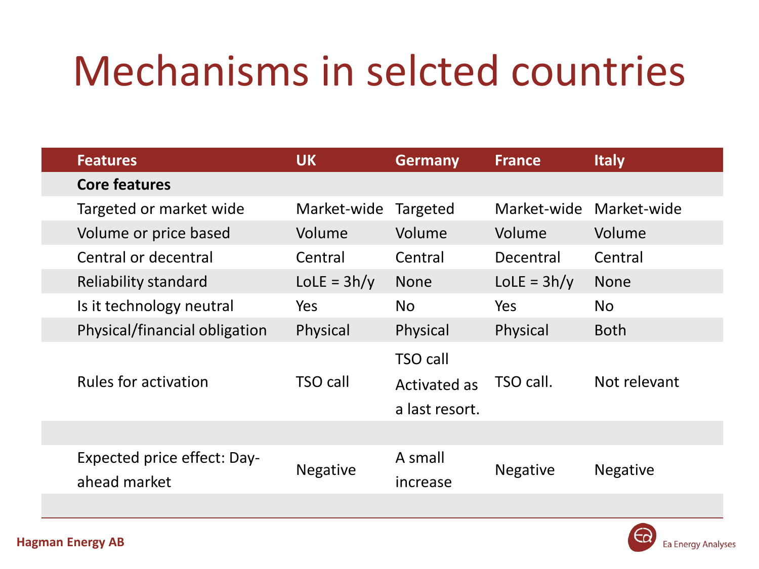# Mechanisms in selcted countries

| Features | UK | Germany | France | Italy |
|---|---|---|---|---|
| **Core features** | | | | |
| Targeted or market wide | Market-wide | Targeted | Market-wide | Market-wide |
| Volume or price based | Volume | Volume | Volume | Volume |
| Central or decentral | Central | Central | Decentral | Central |
| Reliability standard | LoLE = 3h/y | None | LoLE = 3h/y | None |
| Is it technology neutral | Yes | No | Yes | No |
| Physical/financial obligation | Physical | Physical | Physical | Both |
| Rules for activation | TSO call | TSO call Activated as a last resort. | TSO call. | Not relevant |
| | | | | |
| Expected price effect: Day-ahead market | Negative | A small increase | Negative | Negative |
| | | | | |

Hagman Energy AB

Ea Energy Analyses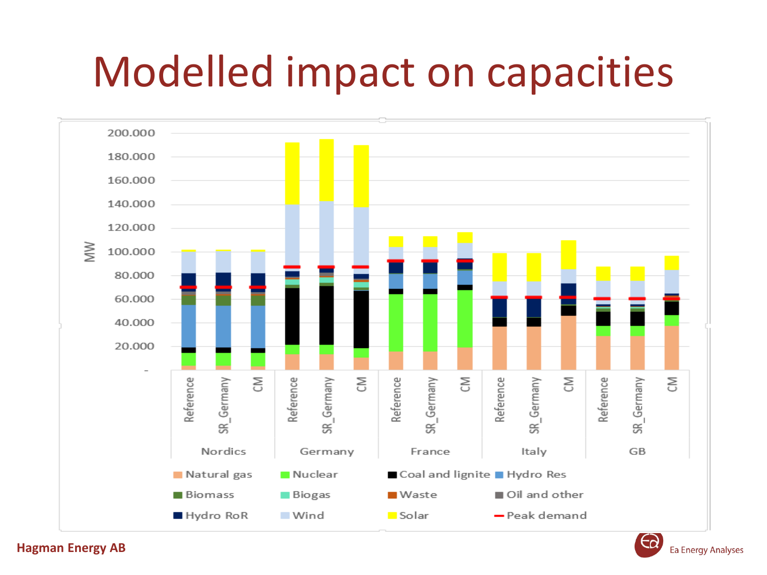# Modelled impact on capacities

Hagman Energy AB

Ea Energy Analyses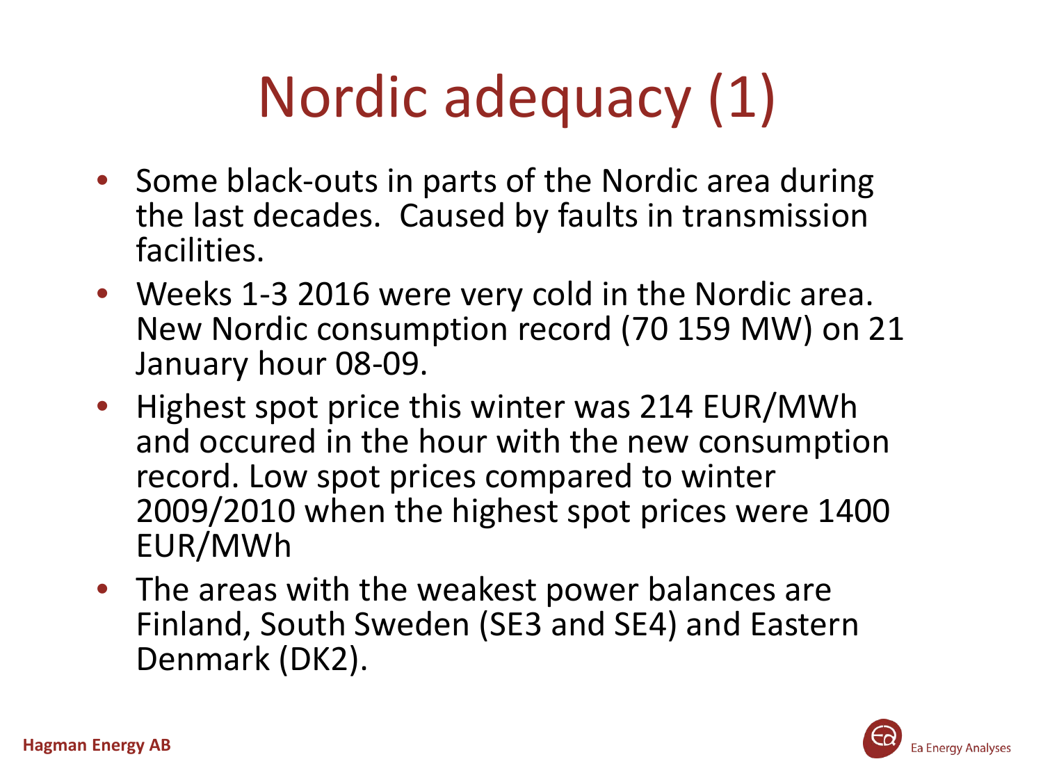# Nordic adequacy (1)

- Some black-outs in parts of the Nordic area during the last decades. Caused by faults in transmission facilities.
- Weeks 1-3 2016 were very cold in the Nordic area. New Nordic consumption record (70 159 MW) on 21 January hour 08-09.
- Highest spot price this winter was 214 EUR/MWh and occured in the hour with the new consumption record. Low spot prices compared to winter 2009/2010 when the highest spot prices were 1400 EUR/MWh
- The areas with the weakest power balances are Finland, South Sweden (SE3 and SE4) and Eastern Denmark (DK2).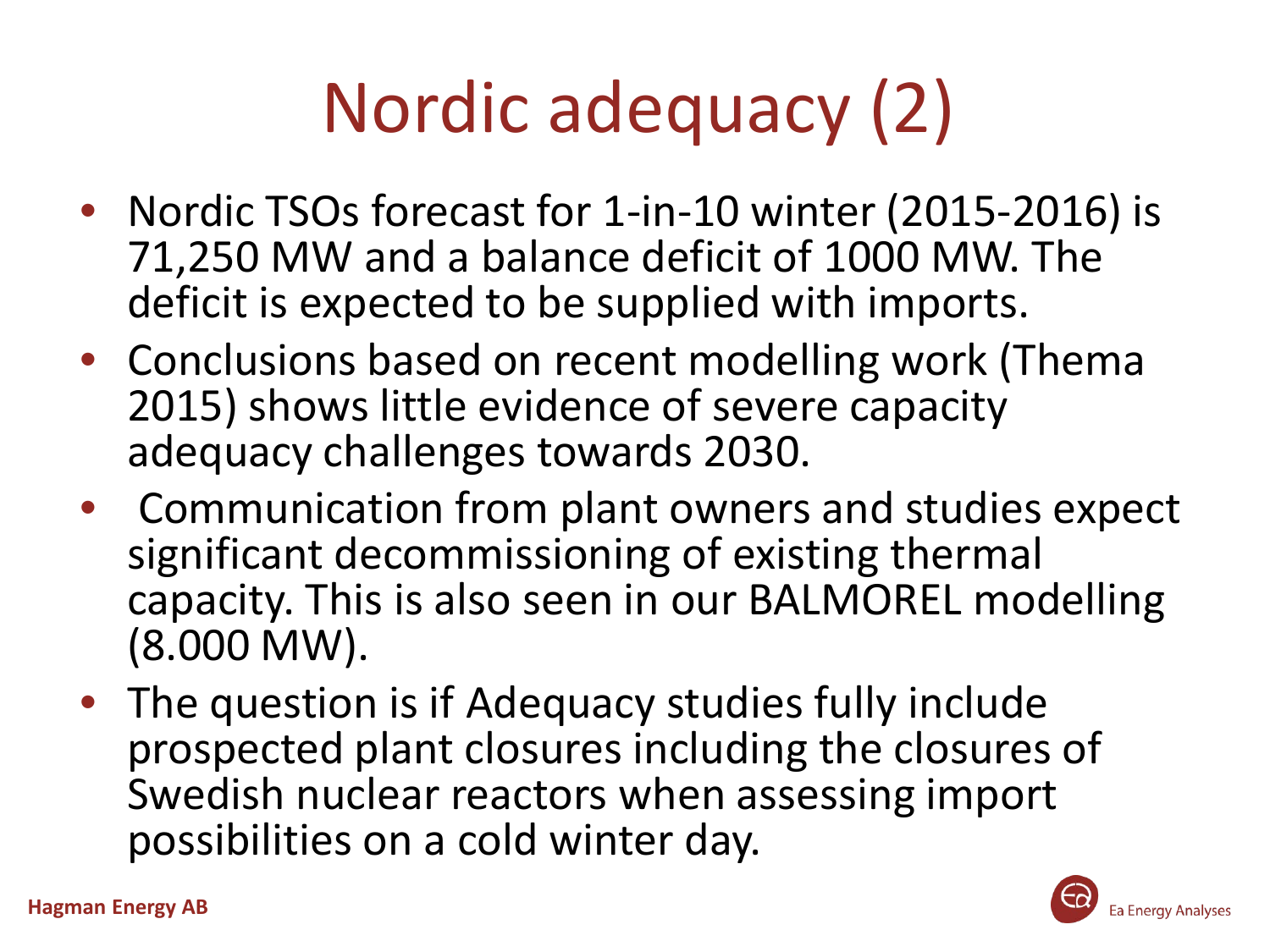# Nordic adequacy (2)

- Nordic TSOs forecast for 1-in-10 winter (2015-2016) is 71,250 MW and a balance deficit of 1000 MW. The deficit is expected to be supplied with imports.
- Conclusions based on recent modelling work (Thema 2015) shows little evidence of severe capacity adequacy challenges towards 2030.
- Communication from plant owners and studies expect significant decommissioning of existing thermal capacity. This is also seen in our BALMOREL modelling (8.000 MW).
- The question is if Adequacy studies fully include prospected plant closures including the closures of Swedish nuclear reactors when assessing import possibilities on a cold winter day.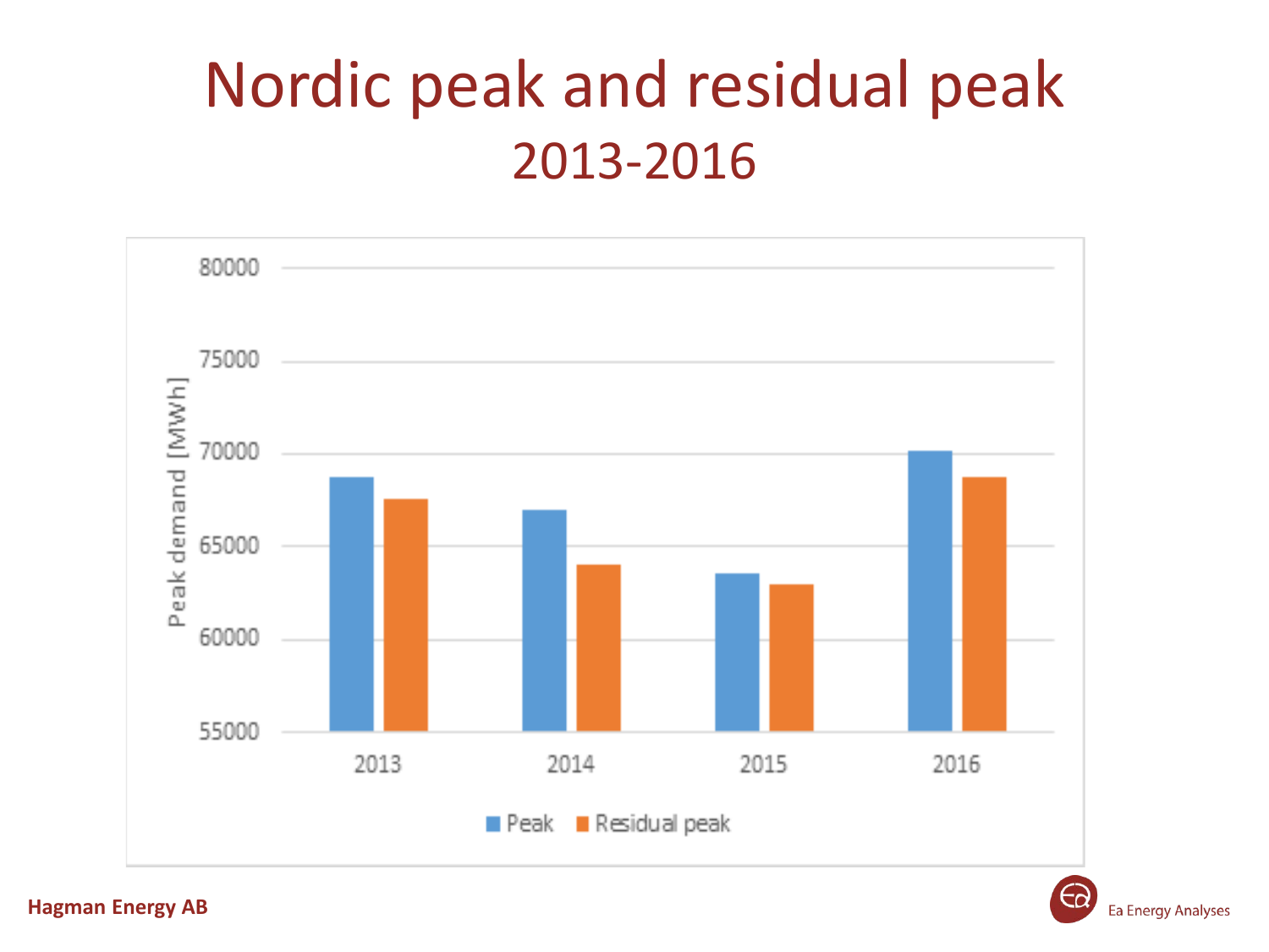# Nordic peak and residual peak

## 2013-2016

Peak demand [MWh]

80000
75000
70000
65000
60000
55000

2013 2014 2015 2016

Peak Residual peak

**Hagman Energy AB**

Ea Energy Analyses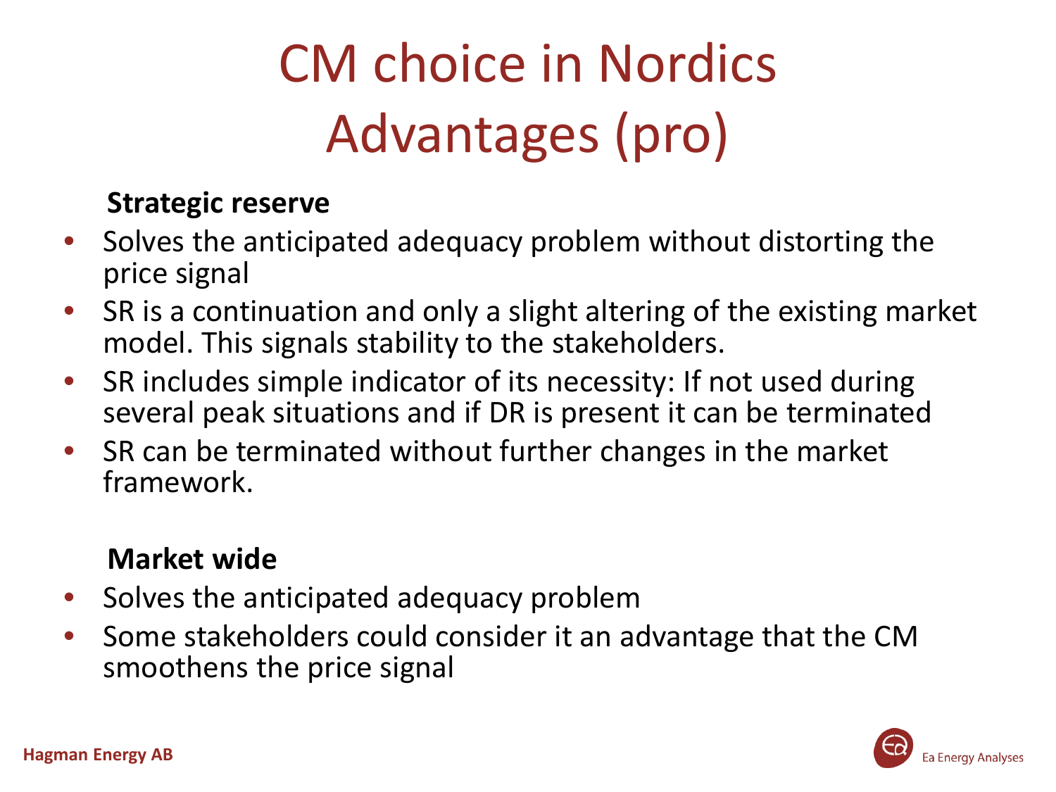# CM choice in Nordics Advantages (pro)

**Strategic reserve**

- Solves the anticipated adequacy problem without distorting the price signal
- SR is a continuation and only a slight altering of the existing market model. This signals stability to the stakeholders.
- SR includes simple indicator of its necessity: If not used during several peak situations and if DR is present it can be terminated
- SR can be terminated without further changes in the market framework.

**Market wide**

- Solves the anticipated adequacy problem
- Some stakeholders could consider it an advantage that the CM smoothens the price signal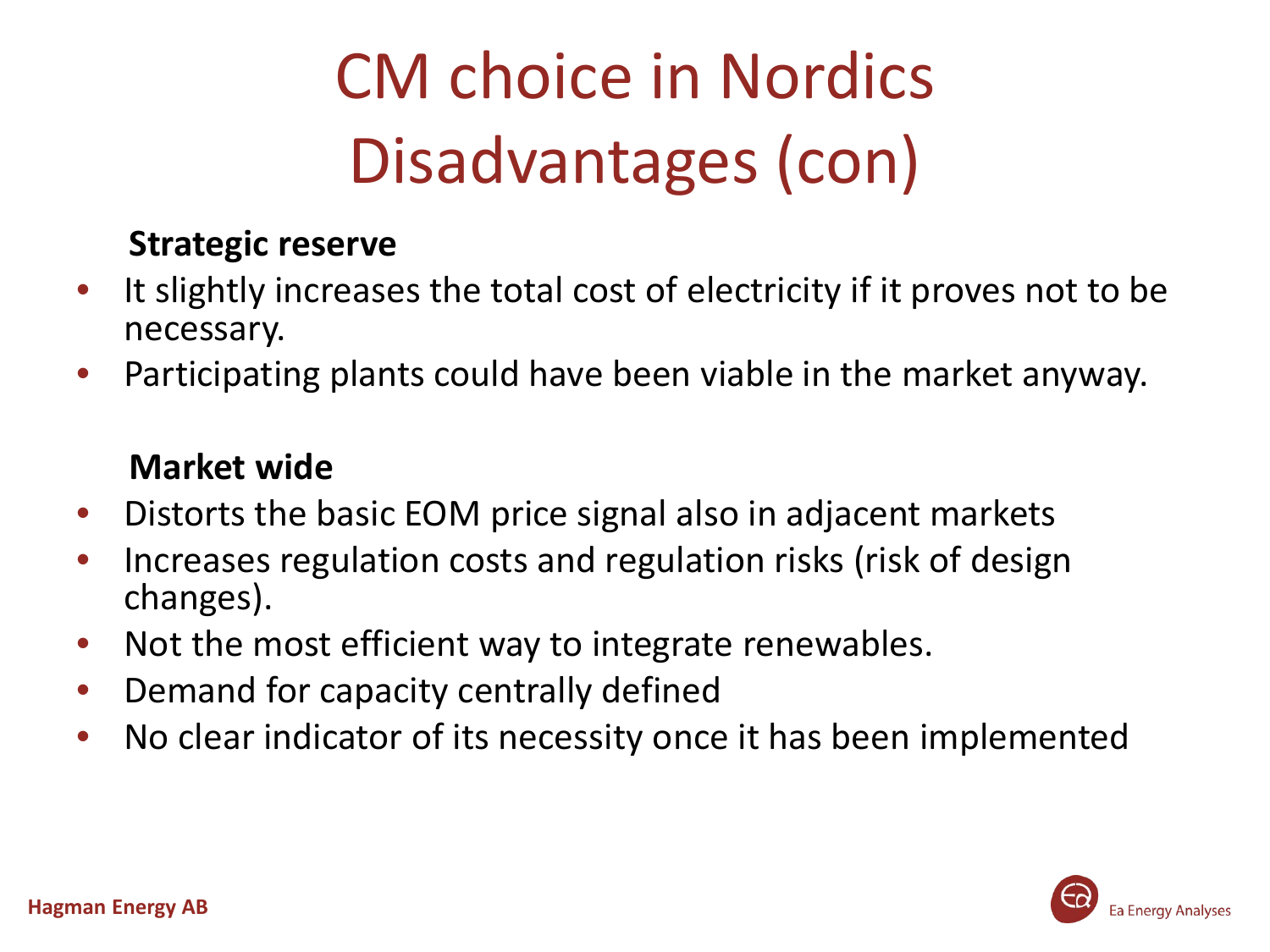# CM choice in Nordics Disadvantages (con)

**Strategic reserve**

- It slightly increases the total cost of electricity if it proves not to be necessary.
- Participating plants could have been viable in the market anyway.

**Market wide**

- Distorts the basic EOM price signal also in adjacent markets
- Increases regulation costs and regulation risks (risk of design changes).
- Not the most efficient way to integrate renewables.
- Demand for capacity centrally defined
- No clear indicator of its necessity once it has been implemented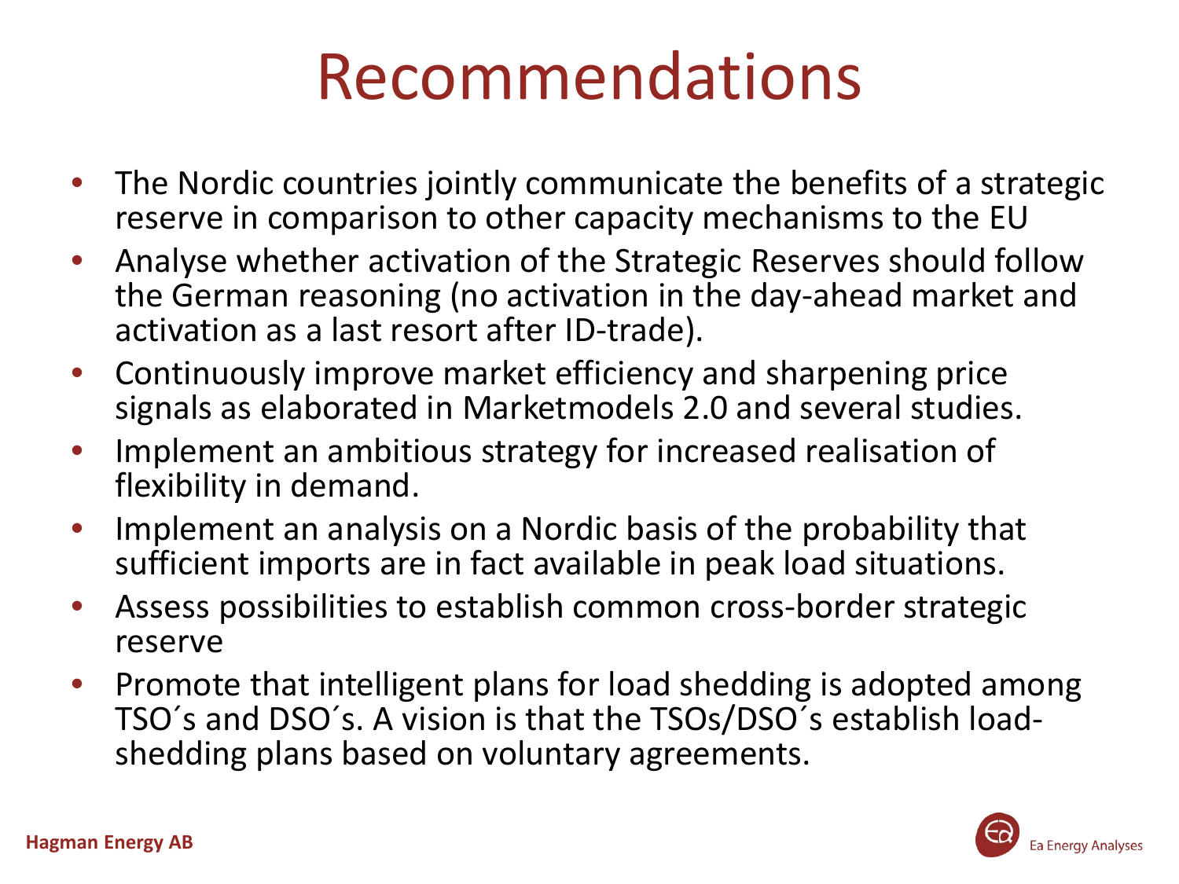# Recommendations

- The Nordic countries jointly communicate the benefits of a strategic reserve in comparison to other capacity mechanisms to the EU
- Analyse whether activation of the Strategic Reserves should follow the German reasoning (no activation in the day-ahead market and activation as a last resort after ID-trade).
- Continuously improve market efficiency and sharpening price signals as elaborated in Marketmodels 2.0 and several studies.
- Implement an ambitious strategy for increased realisation of flexibility in demand.
- Implement an analysis on a Nordic basis of the probability that sufficient imports are in fact available in peak load situations.
- Assess possibilities to establish common cross-border strategic reserve
- Promote that intelligent plans for load shedding is adopted among TSO´s and DSO´s. A vision is that the TSOs/DSO´s establish load-shedding plans based on voluntary agreements.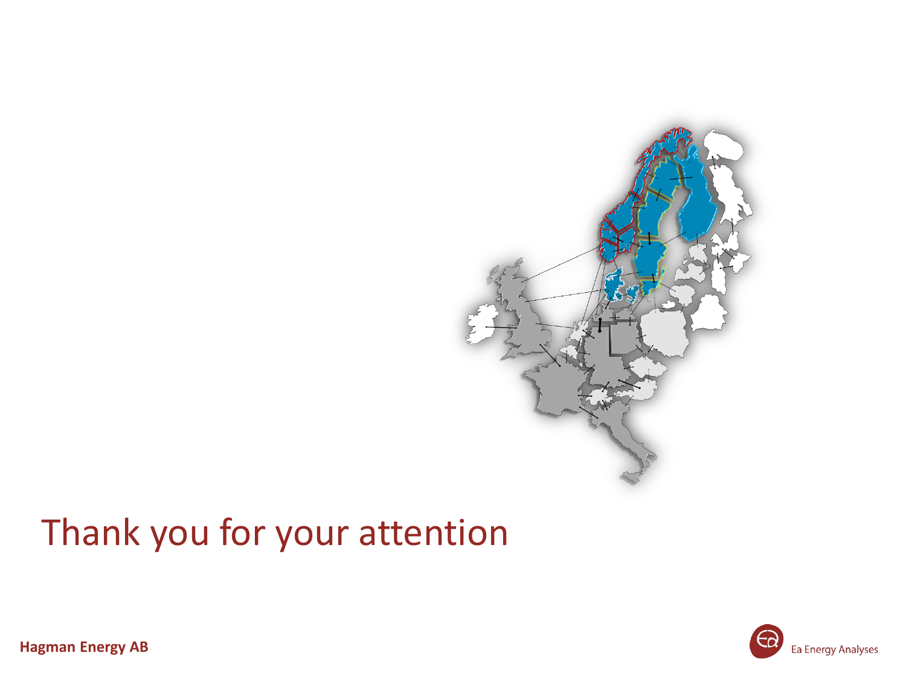# Thank you for your attention

**Hagman Energy AB**

Ea Energy Analyses